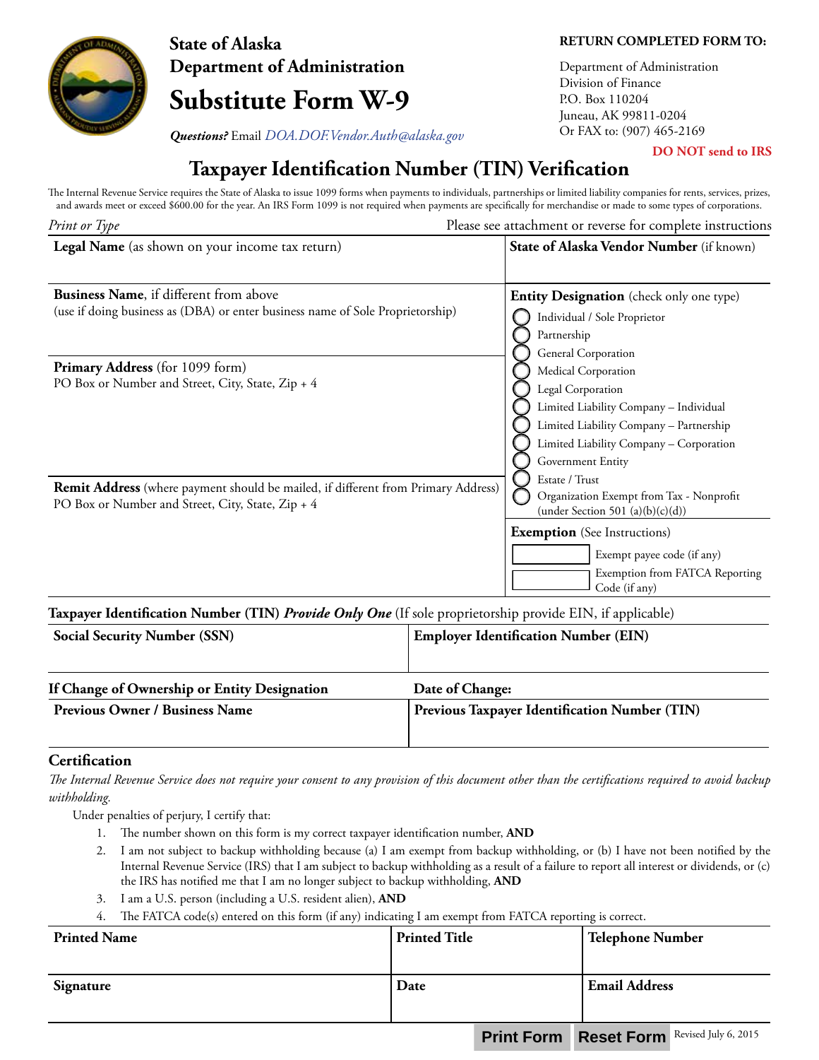# State of Alaska
# Department of Administration
# Substitute Form W-9

***Questions?*** Email *DOA.DOF.Vendor.Auth@alaska.gov*

**RETURN COMPLETED FORM TO:**

Department of Administration
Division of Finance
P.O. Box 110204
Juneau, AK 99811-0204
Or FAX to: (907) 465-2169

**DO NOT send to IRS**

## Taxpayer Identification Number (TIN) Verification

The Internal Revenue Service requires the State of Alaska to issue 1099 forms when payments to individuals, partnerships or limited liability companies for rents, services, prizes, and awards meet or exceed $600.00 for the year. An IRS Form 1099 is not required when payments are specifically for merchandise or made to some types of corporations.

*Print or Type* — Please see attachment or reverse for complete instructions

**Legal Name** (as shown on your income tax return)

**State of Alaska Vendor Number** (if known)

**Business Name**, if different from above
(use if doing business as (DBA) or enter business name of Sole Proprietorship)

**Entity Designation** (check only one type)

- ◯ Individual / Sole Proprietor
- ◯ Partnership
- ◯ General Corporation
- ◯ Medical Corporation
- ◯ Legal Corporation
- ◯ Limited Liability Company – Individual
- ◯ Limited Liability Company – Partnership
- ◯ Limited Liability Company – Corporation
- ◯ Government Entity
- ◯ Estate / Trust
- ◯ Organization Exempt from Tax - Nonprofit (under Section 501 (a)(b)(c)(d))

**Primary Address** (for 1099 form)
PO Box or Number and Street, City, State, Zip + 4

**Remit Address** (where payment should be mailed, if different from Primary Address)
PO Box or Number and Street, City, State, Zip + 4

**Exemption** (See Instructions)

- Exempt payee code (if any)
- Exemption from FATCA Reporting Code (if any)

**Taxpayer Identification Number (TIN)** ***Provide Only One*** (If sole proprietorship provide EIN, if applicable)

| **Social Security Number (SSN)** | **Employer Identification Number (EIN)** |
|---|---|
| | |

| **If Change of Ownership or Entity Designation** | **Date of Change:** |
|---|---|
| **Previous Owner / Business Name** | **Previous Taxpayer Identification Number (TIN)** |
| | |

### Certification

*The Internal Revenue Service does not require your consent to any provision of this document other than the certifications required to avoid backup withholding.*

Under penalties of perjury, I certify that:

1. The number shown on this form is my correct taxpayer identification number, **AND**
2. I am not subject to backup withholding because (a) I am exempt from backup withholding, or (b) I have not been notified by the Internal Revenue Service (IRS) that I am subject to backup withholding as a result of a failure to report all interest or dividends, or (c) the IRS has notified me that I am no longer subject to backup withholding, **AND**
3. I am a U.S. person (including a U.S. resident alien), **AND**
4. The FATCA code(s) entered on this form (if any) indicating I am exempt from FATCA reporting is correct.

| **Printed Name** | **Printed Title** | **Telephone Number** |
|---|---|---|
| **Signature** | **Date** | **Email Address** |
| | | |

Print Form | Reset Form

Revised July 6, 2015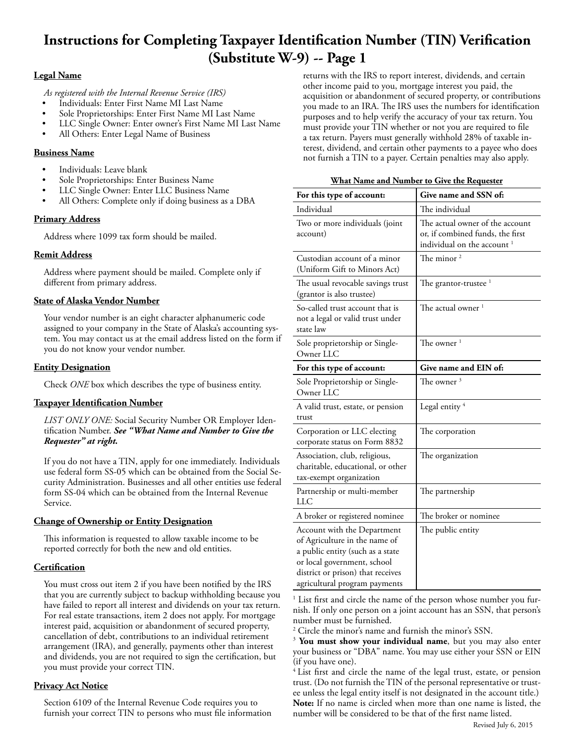# Instructions for Completing Taxpayer Identification Number (TIN) Verification (Substitute W-9) -- Page 1

## Legal Name

*As registered with the Internal Revenue Service (IRS)*

- Individuals: Enter First Name MI Last Name
- Sole Proprietorships: Enter First Name MI Last Name
- LLC Single Owner: Enter owner's First Name MI Last Name
- All Others: Enter Legal Name of Business

## Business Name

- Individuals: Leave blank
- Sole Proprietorships: Enter Business Name
- LLC Single Owner: Enter LLC Business Name
- All Others: Complete only if doing business as a DBA

## Primary Address

Address where 1099 tax form should be mailed.

## Remit Address

Address where payment should be mailed. Complete only if different from primary address.

## State of Alaska Vendor Number

Your vendor number is an eight character alphanumeric code assigned to your company in the State of Alaska's accounting system. You may contact us at the email address listed on the form if you do not know your vendor number.

## Entity Designation

Check *ONE* box which describes the type of business entity.

## Taxpayer Identification Number

*LIST ONLY ONE:* Social Security Number OR Employer Identification Number. ***See "What Name and Number to Give the Requester" at right.***

If you do not have a TIN, apply for one immediately. Individuals use federal form SS-05 which can be obtained from the Social Security Administration. Businesses and all other entities use federal form SS-04 which can be obtained from the Internal Revenue Service.

## Change of Ownership or Entity Designation

This information is requested to allow taxable income to be reported correctly for both the new and old entities.

## Certification

You must cross out item 2 if you have been notified by the IRS that you are currently subject to backup withholding because you have failed to report all interest and dividends on your tax return. For real estate transactions, item 2 does not apply. For mortgage interest paid, acquisition or abandonment of secured property, cancellation of debt, contributions to an individual retirement arrangement (IRA), and generally, payments other than interest and dividends, you are not required to sign the certification, but you must provide your correct TIN.

## Privacy Act Notice

Section 6109 of the Internal Revenue Code requires you to furnish your correct TIN to persons who must file information returns with the IRS to report interest, dividends, and certain other income paid to you, mortgage interest you paid, the acquisition or abandonment of secured property, or contributions you made to an IRA. The IRS uses the numbers for identification purposes and to help verify the accuracy of your tax return. You must provide your TIN whether or not you are required to file a tax return. Payers must generally withhold 28% of taxable interest, dividend, and certain other payments to a payee who does not furnish a TIN to a payer. Certain penalties may also apply.

## What Name and Number to Give the Requester

| For this type of account: | Give name and SSN of: |
|---|---|
| Individual | The individual |
| Two or more individuals (joint account) | The actual owner of the account or, if combined funds, the first individual on the account [1] |
| Custodian account of a minor (Uniform Gift to Minors Act) | The minor [2] |
| The usual revocable savings trust (grantor is also trustee) | The grantor-trustee [1] |
| So-called trust account that is not a legal or valid trust under state law | The actual owner [1] |
| Sole proprietorship or Single-Owner LLC | The owner [1] |
| **For this type of account:** | **Give name and EIN of:** |
| Sole Proprietorship or Single-Owner LLC | The owner [3] |
| A valid trust, estate, or pension trust | Legal entity [4] |
| Corporation or LLC electing corporate status on Form 8832 | The corporation |
| Association, club, religious, charitable, educational, or other tax-exempt organization | The organization |
| Partnership or multi-member LLC | The partnership |
| A broker or registered nominee | The broker or nominee |
| Account with the Department of Agriculture in the name of a public entity (such as a state or local government, school district or prison) that receives agricultural program payments | The public entity |

[1] List first and circle the name of the person whose number you furnish. If only one person on a joint account has an SSN, that person's number must be furnished.

[2] Circle the minor's name and furnish the minor's SSN.

[3] **You must show your individual name**, but you may also enter your business or "DBA" name. You may use either your SSN or EIN (if you have one).

[4] List first and circle the name of the legal trust, estate, or pension trust. (Do not furnish the TIN of the personal representative or trustee unless the legal entity itself is not designated in the account title.)

**Note:** If no name is circled when more than one name is listed, the number will be considered to be that of the first name listed.

Revised July 6, 2015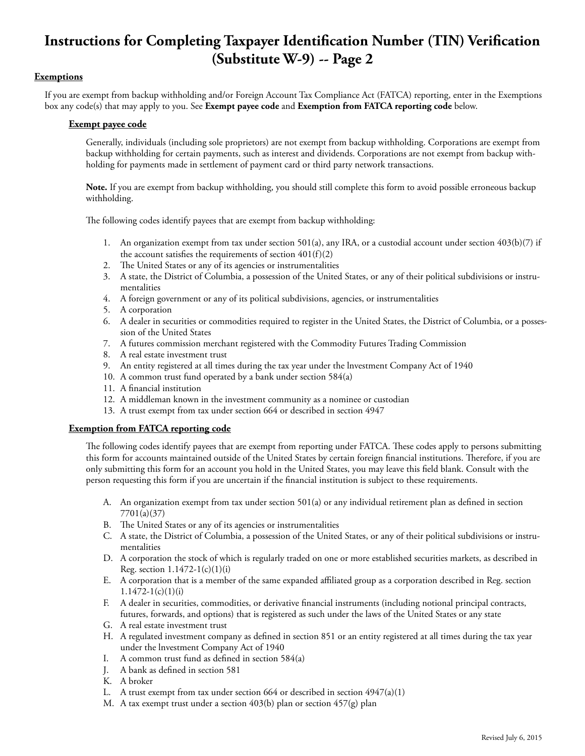# Instructions for Completing Taxpayer Identification Number (TIN) Verification (Substitute W-9) -- Page 2

## Exemptions

If you are exempt from backup withholding and/or Foreign Account Tax Compliance Act (FATCA) reporting, enter in the Exemptions box any code(s) that may apply to you. See **Exempt payee code** and **Exemption from FATCA reporting code** below.

### Exempt payee code

Generally, individuals (including sole proprietors) are not exempt from backup withholding. Corporations are exempt from backup withholding for certain payments, such as interest and dividends. Corporations are not exempt from backup withholding for payments made in settlement of payment card or third party network transactions.

**Note.** If you are exempt from backup withholding, you should still complete this form to avoid possible erroneous backup withholding.

The following codes identify payees that are exempt from backup withholding:

1. An organization exempt from tax under section 501(a), any IRA, or a custodial account under section 403(b)(7) if the account satisfies the requirements of section 401(f)(2)
2. The United States or any of its agencies or instrumentalities
3. A state, the District of Columbia, a possession of the United States, or any of their political subdivisions or instrumentalities
4. A foreign government or any of its political subdivisions, agencies, or instrumentalities
5. A corporation
6. A dealer in securities or commodities required to register in the United States, the District of Columbia, or a possession of the United States
7. A futures commission merchant registered with the Commodity Futures Trading Commission
8. A real estate investment trust
9. An entity registered at all times during the tax year under the lnvestment Company Act of 1940
10. A common trust fund operated by a bank under section 584(a)
11. A financial institution
12. A middleman known in the investment community as a nominee or custodian
13. A trust exempt from tax under section 664 or described in section 4947

### Exemption from FATCA reporting code

The following codes identify payees that are exempt from reporting under FATCA. These codes apply to persons submitting this form for accounts maintained outside of the United States by certain foreign financial institutions. Therefore, if you are only submitting this form for an account you hold in the United States, you may leave this field blank. Consult with the person requesting this form if you are uncertain if the financial institution is subject to these requirements.

A. An organization exempt from tax under section 501(a) or any individual retirement plan as defined in section 7701(a)(37)
B. The United States or any of its agencies or instrumentalities
C. A state, the District of Columbia, a possession of the United States, or any of their political subdivisions or instrumentalities
D. A corporation the stock of which is regularly traded on one or more established securities markets, as described in Reg. section 1.1472-1(c)(1)(i)
E. A corporation that is a member of the same expanded affiliated group as a corporation described in Reg. section 1.1472-1(c)(1)(i)
F. A dealer in securities, commodities, or derivative financial instruments (including notional principal contracts, futures, forwards, and options) that is registered as such under the laws of the United States or any state
G. A real estate investment trust
H. A regulated investment company as defined in section 851 or an entity registered at all times during the tax year under the lnvestment Company Act of 1940
I. A common trust fund as defined in section 584(a)
J. A bank as defined in section 581
K. A broker
L. A trust exempt from tax under section 664 or described in section 4947(a)(1)
M. A tax exempt trust under a section 403(b) plan or section 457(g) plan

Revised July 6, 2015